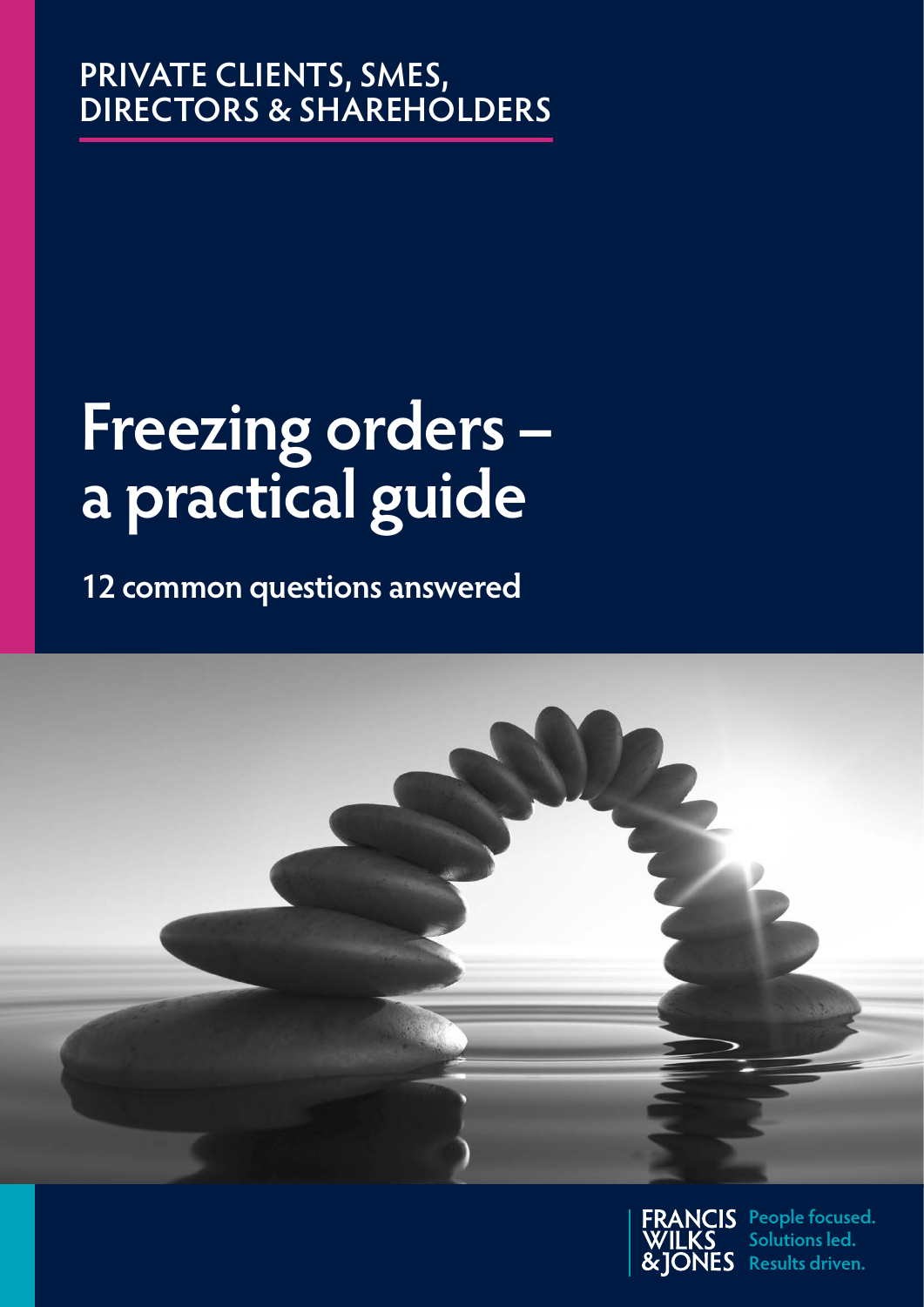PRIVATE CLIENTS, SMES, DIRECTORS & SHAREHOLDERS

# Freezing orders – a practical guide

## 12 common questions answered

FRANCIS WILKS & JONES

People focused. Solutions led. Results driven.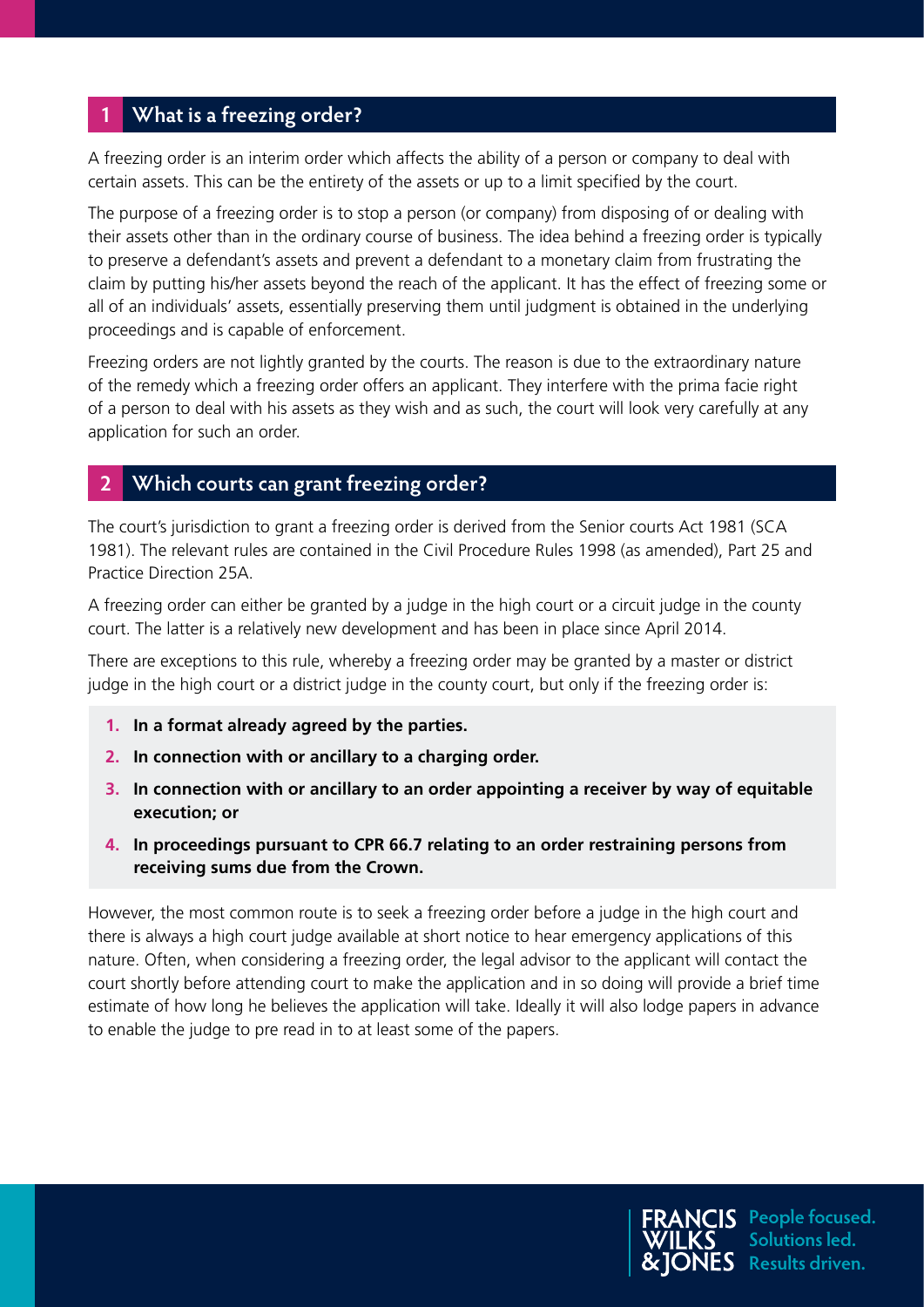## 1 What is a freezing order?

A freezing order is an interim order which affects the ability of a person or company to deal with certain assets. This can be the entirety of the assets or up to a limit specified by the court.

The purpose of a freezing order is to stop a person (or company) from disposing of or dealing with their assets other than in the ordinary course of business. The idea behind a freezing order is typically to preserve a defendant's assets and prevent a defendant to a monetary claim from frustrating the claim by putting his/her assets beyond the reach of the applicant. It has the effect of freezing some or all of an individuals' assets, essentially preserving them until judgment is obtained in the underlying proceedings and is capable of enforcement.

Freezing orders are not lightly granted by the courts. The reason is due to the extraordinary nature of the remedy which a freezing order offers an applicant. They interfere with the prima facie right of a person to deal with his assets as they wish and as such, the court will look very carefully at any application for such an order.

## 2 Which courts can grant freezing order?

The court's jurisdiction to grant a freezing order is derived from the Senior courts Act 1981 (SCA 1981). The relevant rules are contained in the Civil Procedure Rules 1998 (as amended), Part 25 and Practice Direction 25A.

A freezing order can either be granted by a judge in the high court or a circuit judge in the county court. The latter is a relatively new development and has been in place since April 2014.

There are exceptions to this rule, whereby a freezing order may be granted by a master or district judge in the high court or a district judge in the county court, but only if the freezing order is:

1. **In a format already agreed by the parties.**
2. **In connection with or ancillary to a charging order.**
3. **In connection with or ancillary to an order appointing a receiver by way of equitable execution; or**
4. **In proceedings pursuant to CPR 66.7 relating to an order restraining persons from receiving sums due from the Crown.**

However, the most common route is to seek a freezing order before a judge in the high court and there is always a high court judge available at short notice to hear emergency applications of this nature. Often, when considering a freezing order, the legal advisor to the applicant will contact the court shortly before attending court to make the application and in so doing will provide a brief time estimate of how long he believes the application will take. Ideally it will also lodge papers in advance to enable the judge to pre read in to at least some of the papers.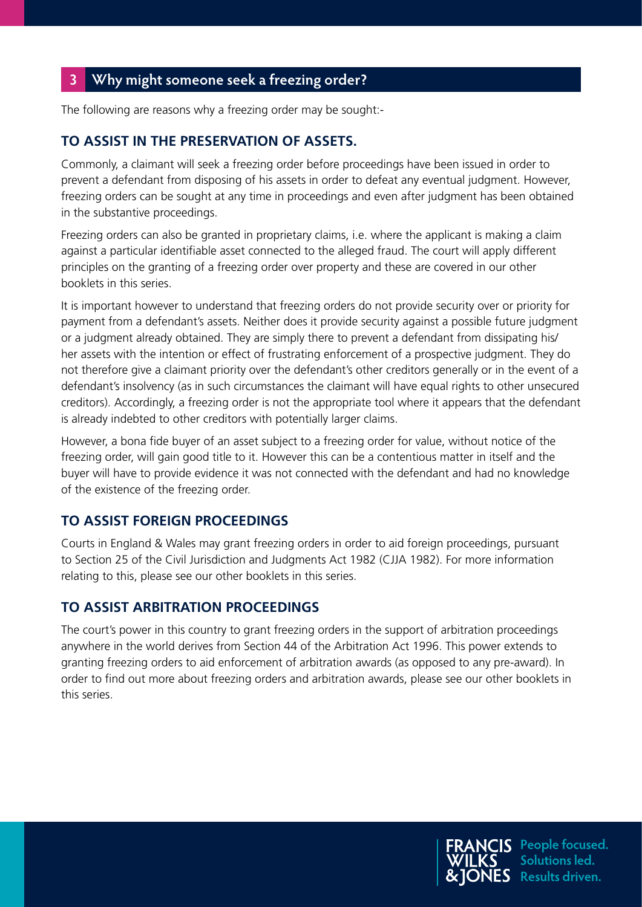## 3 Why might someone seek a freezing order?

The following are reasons why a freezing order may be sought:-

### TO ASSIST IN THE PRESERVATION OF ASSETS.

Commonly, a claimant will seek a freezing order before proceedings have been issued in order to prevent a defendant from disposing of his assets in order to defeat any eventual judgment. However, freezing orders can be sought at any time in proceedings and even after judgment has been obtained in the substantive proceedings.

Freezing orders can also be granted in proprietary claims, i.e. where the applicant is making a claim against a particular identifiable asset connected to the alleged fraud. The court will apply different principles on the granting of a freezing order over property and these are covered in our other booklets in this series.

It is important however to understand that freezing orders do not provide security over or priority for payment from a defendant's assets. Neither does it provide security against a possible future judgment or a judgment already obtained. They are simply there to prevent a defendant from dissipating his/her assets with the intention or effect of frustrating enforcement of a prospective judgment. They do not therefore give a claimant priority over the defendant's other creditors generally or in the event of a defendant's insolvency (as in such circumstances the claimant will have equal rights to other unsecured creditors). Accordingly, a freezing order is not the appropriate tool where it appears that the defendant is already indebted to other creditors with potentially larger claims.

However, a bona fide buyer of an asset subject to a freezing order for value, without notice of the freezing order, will gain good title to it. However this can be a contentious matter in itself and the buyer will have to provide evidence it was not connected with the defendant and had no knowledge of the existence of the freezing order.

### TO ASSIST FOREIGN PROCEEDINGS

Courts in England & Wales may grant freezing orders in order to aid foreign proceedings, pursuant to Section 25 of the Civil Jurisdiction and Judgments Act 1982 (CJJA 1982). For more information relating to this, please see our other booklets in this series.

### TO ASSIST ARBITRATION PROCEEDINGS

The court's power in this country to grant freezing orders in the support of arbitration proceedings anywhere in the world derives from Section 44 of the Arbitration Act 1996. This power extends to granting freezing orders to aid enforcement of arbitration awards (as opposed to any pre-award). In order to find out more about freezing orders and arbitration awards, please see our other booklets in this series.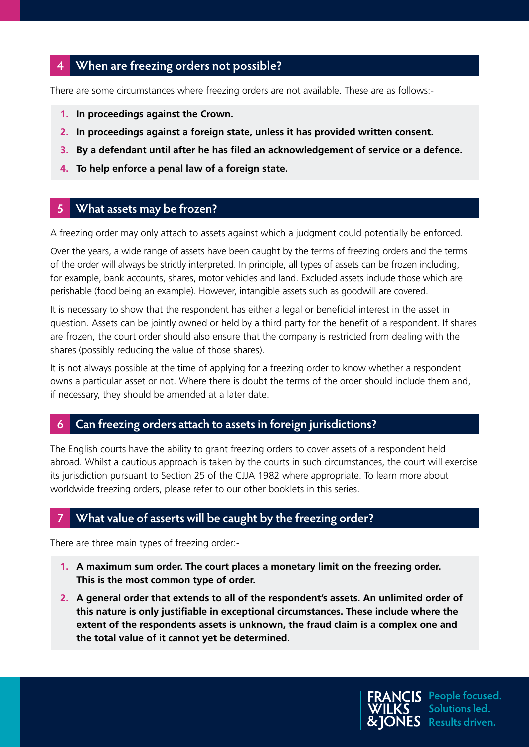## 4 When are freezing orders not possible?

There are some circumstances where freezing orders are not available. These are as follows:-

1. **In proceedings against the Crown.**
2. **In proceedings against a foreign state, unless it has provided written consent.**
3. **By a defendant until after he has filed an acknowledgement of service or a defence.**
4. **To help enforce a penal law of a foreign state.**

## 5 What assets may be frozen?

A freezing order may only attach to assets against which a judgment could potentially be enforced.

Over the years, a wide range of assets have been caught by the terms of freezing orders and the terms of the order will always be strictly interpreted. In principle, all types of assets can be frozen including, for example, bank accounts, shares, motor vehicles and land. Excluded assets include those which are perishable (food being an example). However, intangible assets such as goodwill are covered.

It is necessary to show that the respondent has either a legal or beneficial interest in the asset in question. Assets can be jointly owned or held by a third party for the benefit of a respondent. If shares are frozen, the court order should also ensure that the company is restricted from dealing with the shares (possibly reducing the value of those shares).

It is not always possible at the time of applying for a freezing order to know whether a respondent owns a particular asset or not. Where there is doubt the terms of the order should include them and, if necessary, they should be amended at a later date.

## 6 Can freezing orders attach to assets in foreign jurisdictions?

The English courts have the ability to grant freezing orders to cover assets of a respondent held abroad. Whilst a cautious approach is taken by the courts in such circumstances, the court will exercise its jurisdiction pursuant to Section 25 of the CJJA 1982 where appropriate. To learn more about worldwide freezing orders, please refer to our other booklets in this series.

## 7 What value of asserts will be caught by the freezing order?

There are three main types of freezing order:-

1. **A maximum sum order. The court places a monetary limit on the freezing order. This is the most common type of order.**
2. **A general order that extends to all of the respondent's assets. An unlimited order of this nature is only justifiable in exceptional circumstances. These include where the extent of the respondents assets is unknown, the fraud claim is a complex one and the total value of it cannot yet be determined.**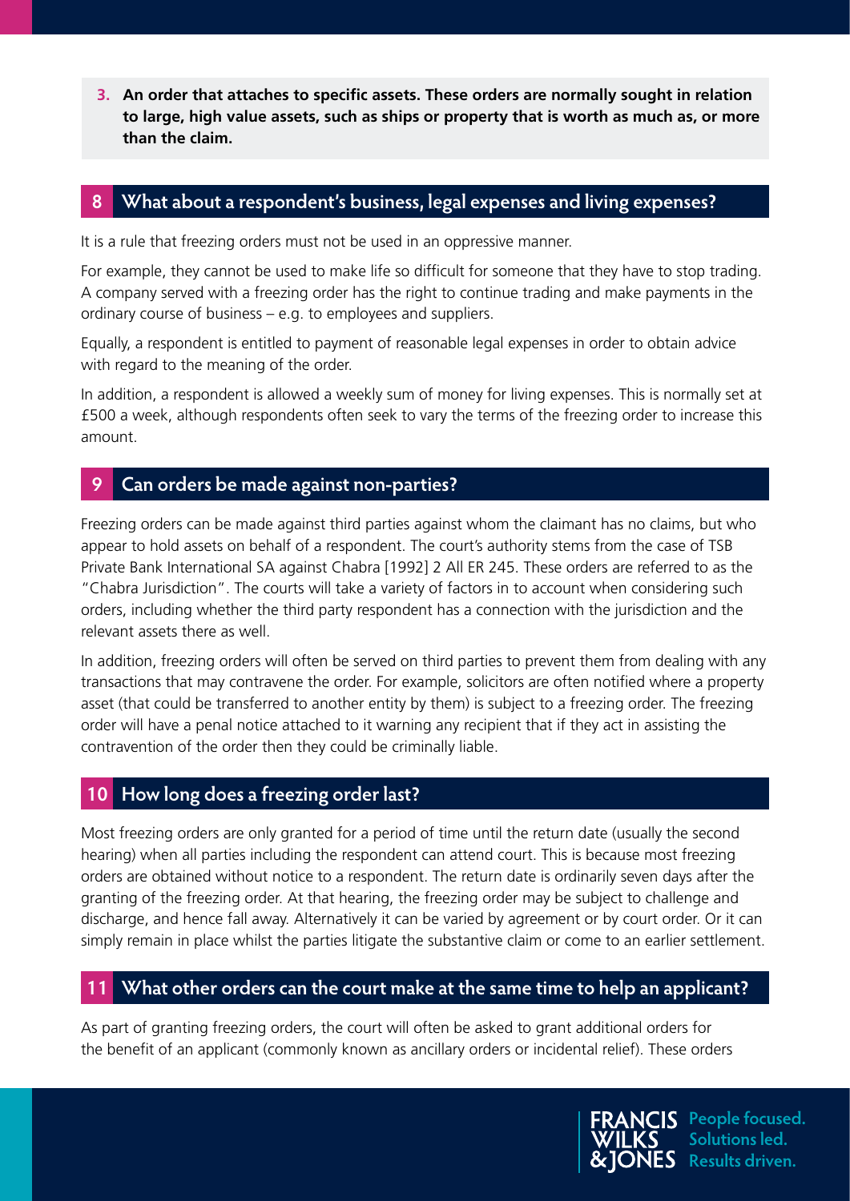3. **An order that attaches to specific assets. These orders are normally sought in relation to large, high value assets, such as ships or property that is worth as much as, or more than the claim.**

## 8 What about a respondent's business, legal expenses and living expenses?

It is a rule that freezing orders must not be used in an oppressive manner.

For example, they cannot be used to make life so difficult for someone that they have to stop trading. A company served with a freezing order has the right to continue trading and make payments in the ordinary course of business – e.g. to employees and suppliers.

Equally, a respondent is entitled to payment of reasonable legal expenses in order to obtain advice with regard to the meaning of the order.

In addition, a respondent is allowed a weekly sum of money for living expenses. This is normally set at £500 a week, although respondents often seek to vary the terms of the freezing order to increase this amount.

## 9 Can orders be made against non-parties?

Freezing orders can be made against third parties against whom the claimant has no claims, but who appear to hold assets on behalf of a respondent. The court's authority stems from the case of TSB Private Bank International SA against Chabra [1992] 2 All ER 245. These orders are referred to as the "Chabra Jurisdiction". The courts will take a variety of factors in to account when considering such orders, including whether the third party respondent has a connection with the jurisdiction and the relevant assets there as well.

In addition, freezing orders will often be served on third parties to prevent them from dealing with any transactions that may contravene the order. For example, solicitors are often notified where a property asset (that could be transferred to another entity by them) is subject to a freezing order. The freezing order will have a penal notice attached to it warning any recipient that if they act in assisting the contravention of the order then they could be criminally liable.

## 10 How long does a freezing order last?

Most freezing orders are only granted for a period of time until the return date (usually the second hearing) when all parties including the respondent can attend court. This is because most freezing orders are obtained without notice to a respondent. The return date is ordinarily seven days after the granting of the freezing order. At that hearing, the freezing order may be subject to challenge and discharge, and hence fall away. Alternatively it can be varied by agreement or by court order. Or it can simply remain in place whilst the parties litigate the substantive claim or come to an earlier settlement.

## 11 What other orders can the court make at the same time to help an applicant?

As part of granting freezing orders, the court will often be asked to grant additional orders for the benefit of an applicant (commonly known as ancillary orders or incidental relief). These orders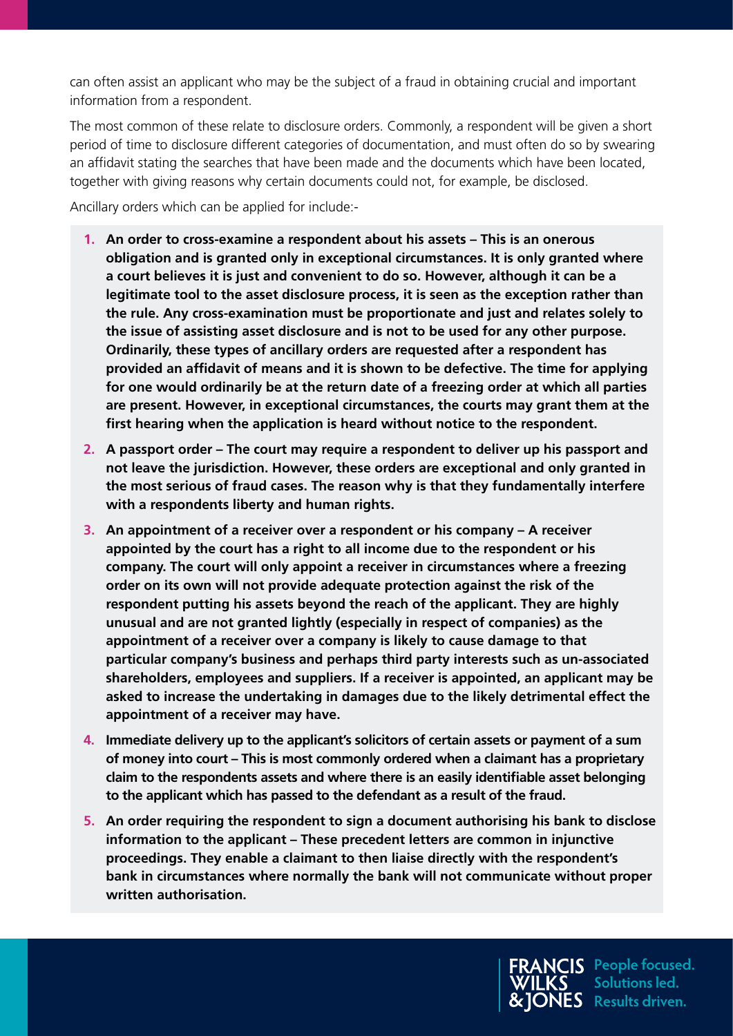can often assist an applicant who may be the subject of a fraud in obtaining crucial and important information from a respondent.

The most common of these relate to disclosure orders. Commonly, a respondent will be given a short period of time to disclosure different categories of documentation, and must often do so by swearing an affidavit stating the searches that have been made and the documents which have been located, together with giving reasons why certain documents could not, for example, be disclosed.

Ancillary orders which can be applied for include:-

1. **An order to cross-examine a respondent about his assets – This is an onerous obligation and is granted only in exceptional circumstances. It is only granted where a court believes it is just and convenient to do so. However, although it can be a legitimate tool to the asset disclosure process, it is seen as the exception rather than the rule. Any cross-examination must be proportionate and just and relates solely to the issue of assisting asset disclosure and is not to be used for any other purpose. Ordinarily, these types of ancillary orders are requested after a respondent has provided an affidavit of means and it is shown to be defective. The time for applying for one would ordinarily be at the return date of a freezing order at which all parties are present. However, in exceptional circumstances, the courts may grant them at the first hearing when the application is heard without notice to the respondent.**
2. **A passport order – The court may require a respondent to deliver up his passport and not leave the jurisdiction. However, these orders are exceptional and only granted in the most serious of fraud cases. The reason why is that they fundamentally interfere with a respondents liberty and human rights.**
3. **An appointment of a receiver over a respondent or his company – A receiver appointed by the court has a right to all income due to the respondent or his company. The court will only appoint a receiver in circumstances where a freezing order on its own will not provide adequate protection against the risk of the respondent putting his assets beyond the reach of the applicant. They are highly unusual and are not granted lightly (especially in respect of companies) as the appointment of a receiver over a company is likely to cause damage to that particular company's business and perhaps third party interests such as un-associated shareholders, employees and suppliers. If a receiver is appointed, an applicant may be asked to increase the undertaking in damages due to the likely detrimental effect the appointment of a receiver may have.**
4. **Immediate delivery up to the applicant's solicitors of certain assets or payment of a sum of money into court – This is most commonly ordered when a claimant has a proprietary claim to the respondents assets and where there is an easily identifiable asset belonging to the applicant which has passed to the defendant as a result of the fraud.**
5. **An order requiring the respondent to sign a document authorising his bank to disclose information to the applicant – These precedent letters are common in injunctive proceedings. They enable a claimant to then liaise directly with the respondent's bank in circumstances where normally the bank will not communicate without proper written authorisation.**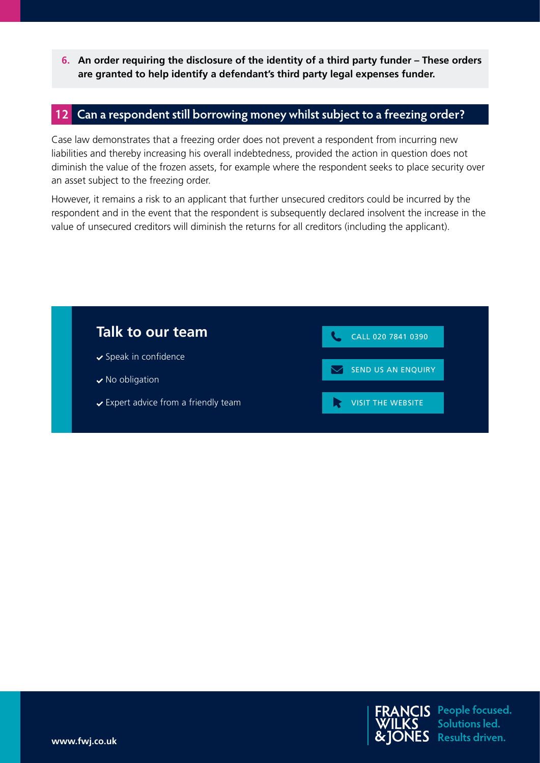6. **An order requiring the disclosure of the identity of a third party funder – These orders are granted to help identify a defendant's third party legal expenses funder.**

## 12 Can a respondent still borrowing money whilst subject to a freezing order?

Case law demonstrates that a freezing order does not prevent a respondent from incurring new liabilities and thereby increasing his overall indebtedness, provided the action in question does not diminish the value of the frozen assets, for example where the respondent seeks to place security over an asset subject to the freezing order.

However, it remains a risk to an applicant that further unsecured creditors could be incurred by the respondent and in the event that the respondent is subsequently declared insolvent the increase in the value of unsecured creditors will diminish the returns for all creditors (including the applicant).

### Talk to our team

- Speak in confidence
- No obligation
- Expert advice from a friendly team

CALL 020 7841 0390

SEND US AN ENQUIRY

VISIT THE WEBSITE

FRANCIS WILKS & JONES

People focused. Solutions led. Results driven.

www.fwj.co.uk